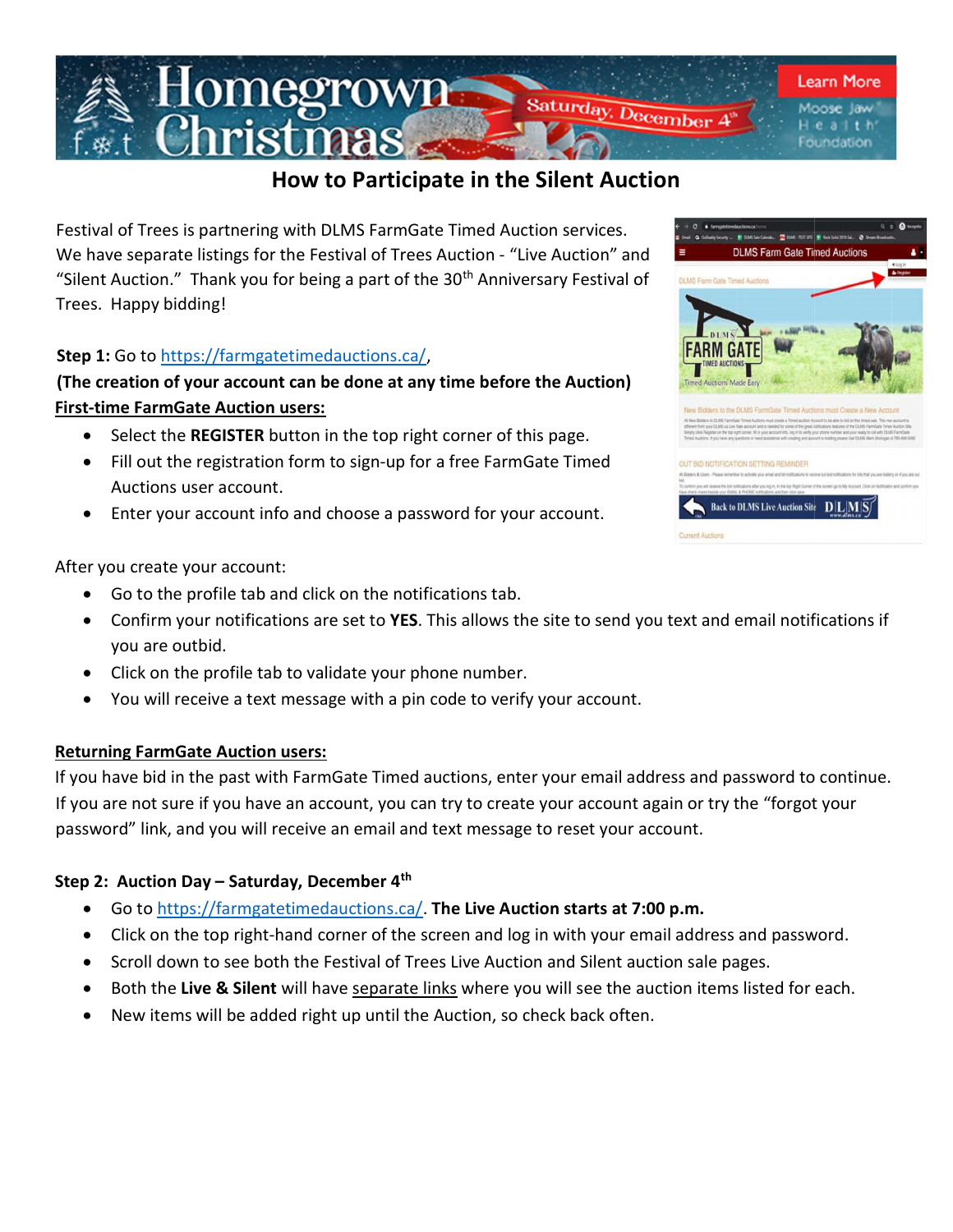# How to Participate in the Silent Auction

Festival of Trees is partnering with DLMS FarmGate Timed Auction services. We have separate listings for the Festival of Trees Auction - "Live Auction" and "Silent Auction." Thank you for being a part of the 30th Anniversary Festival of Trees. Happy bidding!

**Step 1:** Go to https://farmgatetimedauctions.ca/,

**(The creation of your account can be done at any time before the Auction)**

**First-time FarmGate Auction users:**

- Select the **REGISTER** button in the top right corner of this page.
- Fill out the registration form to sign-up for a free FarmGate Timed Auctions user account.
- Enter your account info and choose a password for your account.

After you create your account:

- Go to the profile tab and click on the notifications tab.
- Confirm your notifications are set to **YES**. This allows the site to send you text and email notifications if you are outbid.
- Click on the profile tab to validate your phone number.
- You will receive a text message with a pin code to verify your account.

**Returning FarmGate Auction users:**

If you have bid in the past with FarmGate Timed auctions, enter your email address and password to continue. If you are not sure if you have an account, you can try to create your account again or try the "forgot your password" link, and you will receive an email and text message to reset your account.

**Step 2: Auction Day – Saturday, December 4th**

- Go to https://farmgatetimedauctions.ca/. **The Live Auction starts at 7:00 p.m.**
- Click on the top right-hand corner of the screen and log in with your email address and password.
- Scroll down to see both the Festival of Trees Live Auction and Silent auction sale pages.
- Both the **Live & Silent** will have separate links where you will see the auction items listed for each.
- New items will be added right up until the Auction, so check back often.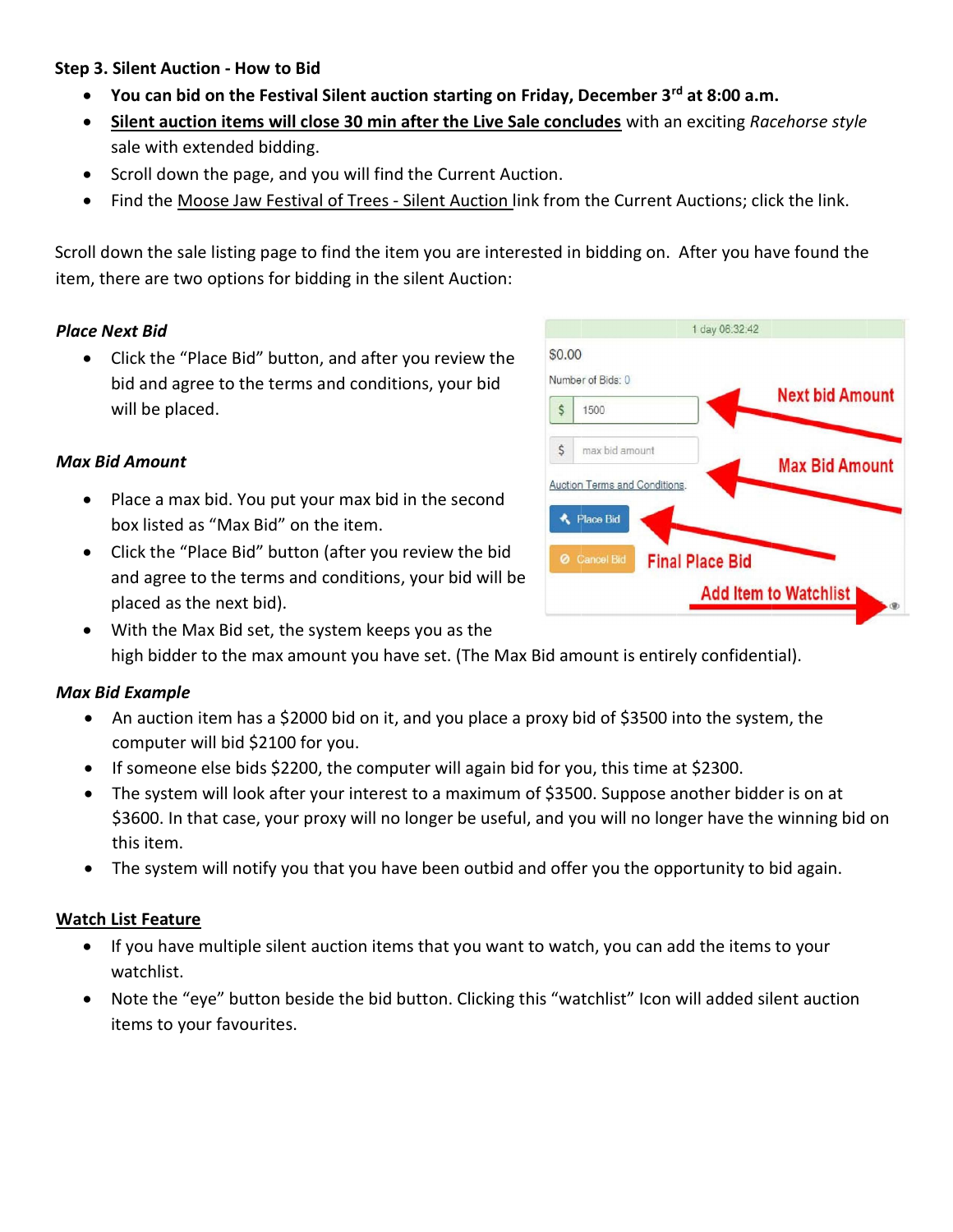**Step 3. Silent Auction - How to Bid**

- **You can bid on the Festival Silent auction starting on Friday, December 3rd at 8:00 a.m.**
- **Silent auction items will close 30 min after the Live Sale concludes** with an exciting *Racehorse style* sale with extended bidding.
- Scroll down the page, and you will find the Current Auction.
- Find the Moose Jaw Festival of Trees - Silent Auction link from the Current Auctions; click the link.

Scroll down the sale listing page to find the item you are interested in bidding on. After you have found the item, there are two options for bidding in the silent Auction:

*Place Next Bid*

- Click the "Place Bid" button, and after you review the bid and agree to the terms and conditions, your bid will be placed.

*Max Bid Amount*

- Place a max bid. You put your max bid in the second box listed as "Max Bid" on the item.
- Click the "Place Bid" button (after you review the bid and agree to the terms and conditions, your bid will be placed as the next bid).
- With the Max Bid set, the system keeps you as the high bidder to the max amount you have set. (The Max Bid amount is entirely confidential).

*Max Bid Example*

- An auction item has a $2000 bid on it, and you place a proxy bid of $3500 into the system, the computer will bid $2100 for you.
- If someone else bids $2200, the computer will again bid for you, this time at $2300.
- The system will look after your interest to a maximum of $3500. Suppose another bidder is on at $3600. In that case, your proxy will no longer be useful, and you will no longer have the winning bid on this item.
- The system will notify you that you have been outbid and offer you the opportunity to bid again.

**Watch List Feature**

- If you have multiple silent auction items that you want to watch, you can add the items to your watchlist.
- Note the "eye" button beside the bid button. Clicking this "watchlist" Icon will added silent auction items to your favourites.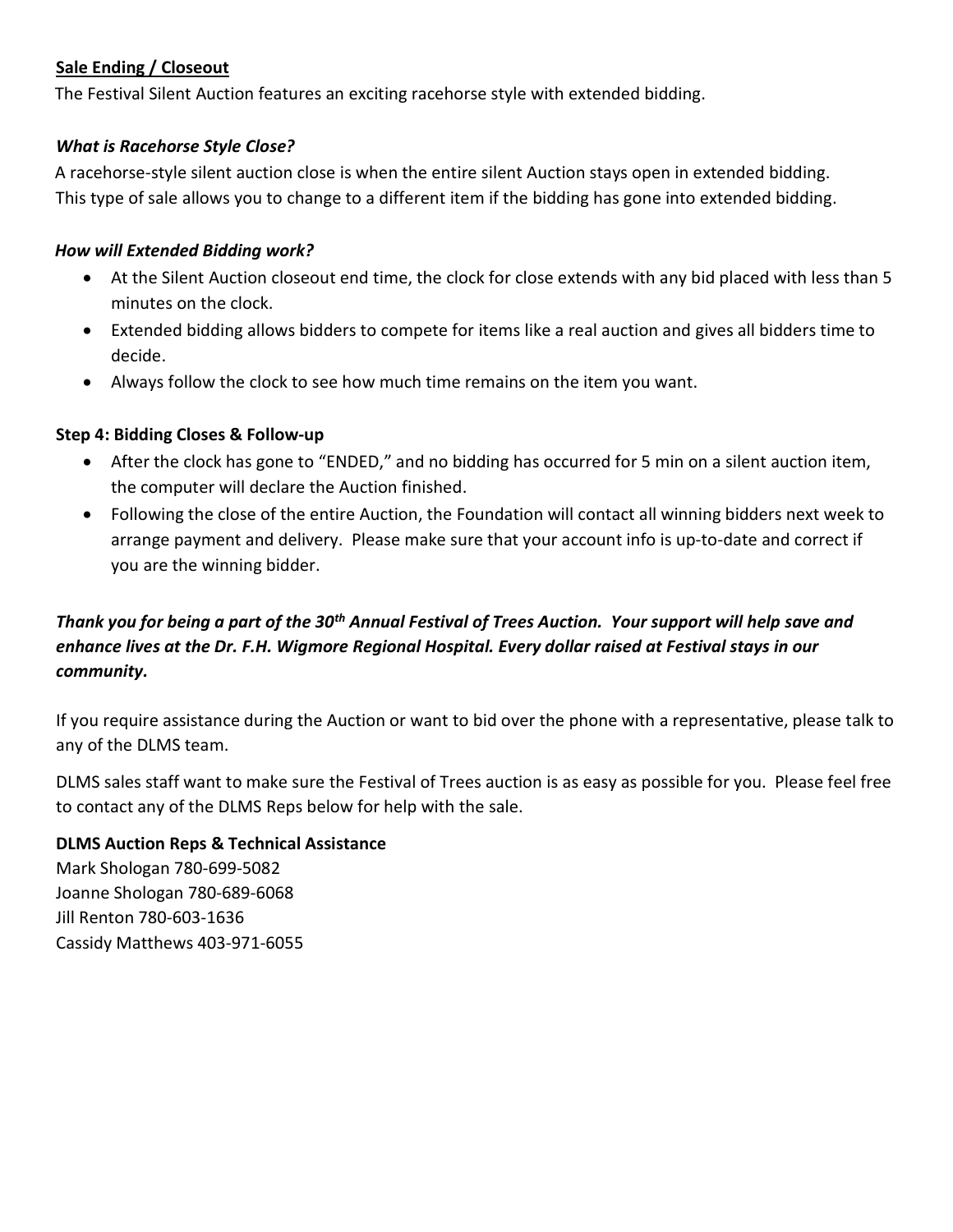**Sale Ending / Closeout**

The Festival Silent Auction features an exciting racehorse style with extended bidding.

***What is Racehorse Style Close?***

A racehorse-style silent auction close is when the entire silent Auction stays open in extended bidding. This type of sale allows you to change to a different item if the bidding has gone into extended bidding.

***How will Extended Bidding work?***

- At the Silent Auction closeout end time, the clock for close extends with any bid placed with less than 5 minutes on the clock.
- Extended bidding allows bidders to compete for items like a real auction and gives all bidders time to decide.
- Always follow the clock to see how much time remains on the item you want.

**Step 4: Bidding Closes & Follow-up**

- After the clock has gone to "ENDED," and no bidding has occurred for 5 min on a silent auction item, the computer will declare the Auction finished.
- Following the close of the entire Auction, the Foundation will contact all winning bidders next week to arrange payment and delivery. Please make sure that your account info is up-to-date and correct if you are the winning bidder.

***Thank you for being a part of the 30th Annual Festival of Trees Auction. Your support will help save and enhance lives at the Dr. F.H. Wigmore Regional Hospital. Every dollar raised at Festival stays in our community.***

If you require assistance during the Auction or want to bid over the phone with a representative, please talk to any of the DLMS team.

DLMS sales staff want to make sure the Festival of Trees auction is as easy as possible for you. Please feel free to contact any of the DLMS Reps below for help with the sale.

**DLMS Auction Reps & Technical Assistance**

Mark Shologan 780-699-5082  
Joanne Shologan 780-689-6068  
Jill Renton 780-603-1636  
Cassidy Matthews 403-971-6055